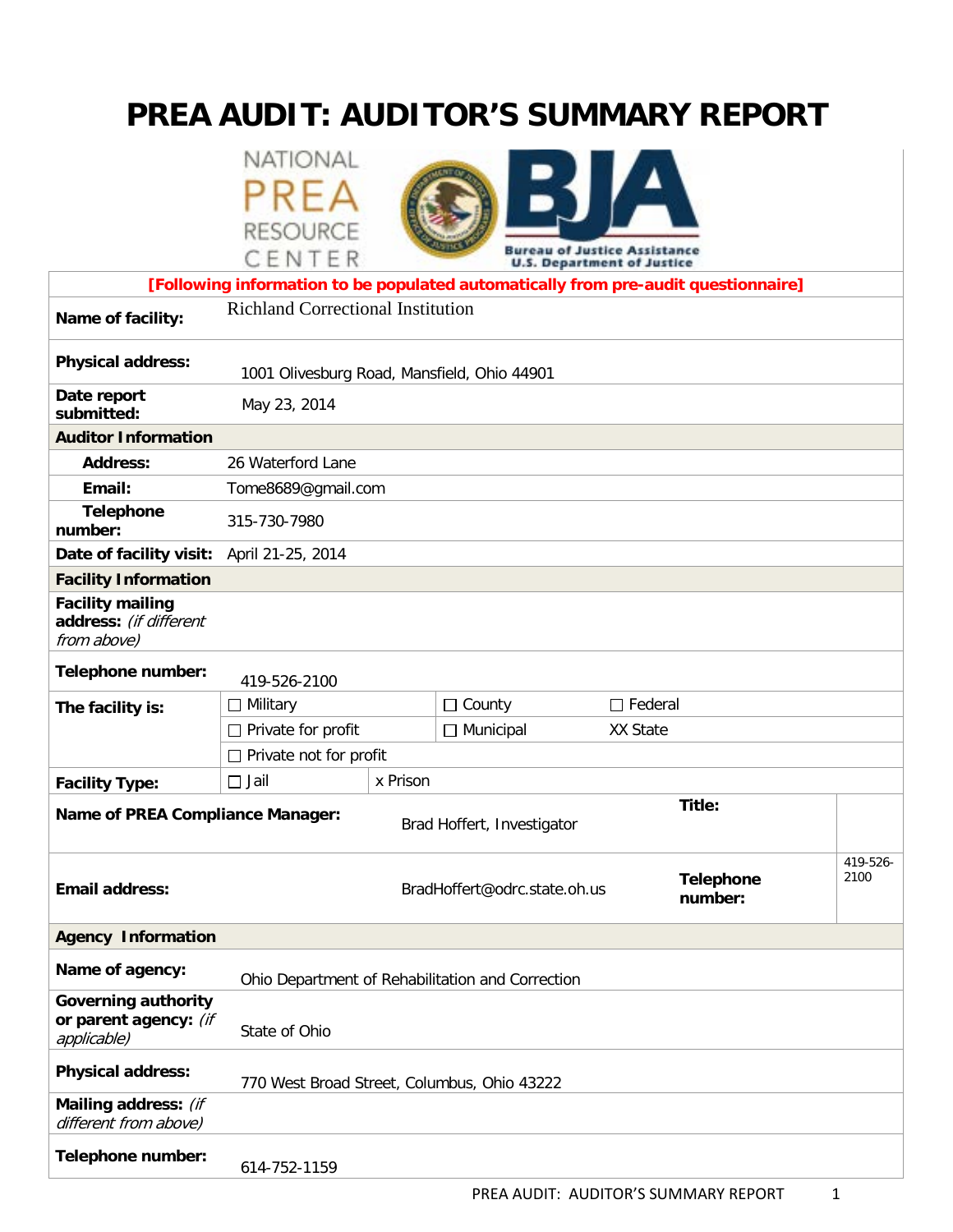# PREA AUDIT: AUDITOR'S SUMMARY REPORT

**[Following information to be populated automatically from pre-audit questionnaire]**

| | | | | |
|---|---|---|---|---|
| **Name of facility:** | Richland Correctional Institution | | | |
| **Physical address:** | 1001 Olivesburg Road, Mansfield, Ohio 44901 | | | |
| **Date report submitted:** | May 23, 2014 | | | |
| **Auditor Information** | | | | |
| **Address:** | 26 Waterford Lane | | | |
| **Email:** | Tome8689@gmail.com | | | |
| **Telephone number:** | 315-730-7980 | | | |
| **Date of facility visit:** | April 21-25, 2014 | | | |
| **Facility Information** | | | | |
| **Facility mailing address:** *(if different from above)* | | | | |
| **Telephone number:** | 419-526-2100 | | | |
| **The facility is:** | ☐ Military | ☐ County | ☐ Federal | |
| | ☐ Private for profit | ☐ Municipal | XX State | |
| | ☐ Private not for profit | | | |
| **Facility Type:** | ☐ Jail | x Prison | | |
| **Name of PREA Compliance Manager:** | Brad Hoffert, Investigator | | **Title:** | |
| **Email address:** | BradHoffert@odrc.state.oh.us | | **Telephone number:** | 419-526-2100 |
| **Agency Information** | | | | |
| **Name of agency:** | Ohio Department of Rehabilitation and Correction | | | |
| **Governing authority or parent agency:** *(if applicable)* | State of Ohio | | | |
| **Physical address:** | 770 West Broad Street, Columbus, Ohio 43222 | | | |
| **Mailing address:** *(if different from above)* | | | | |
| **Telephone number:** | 614-752-1159 | | | |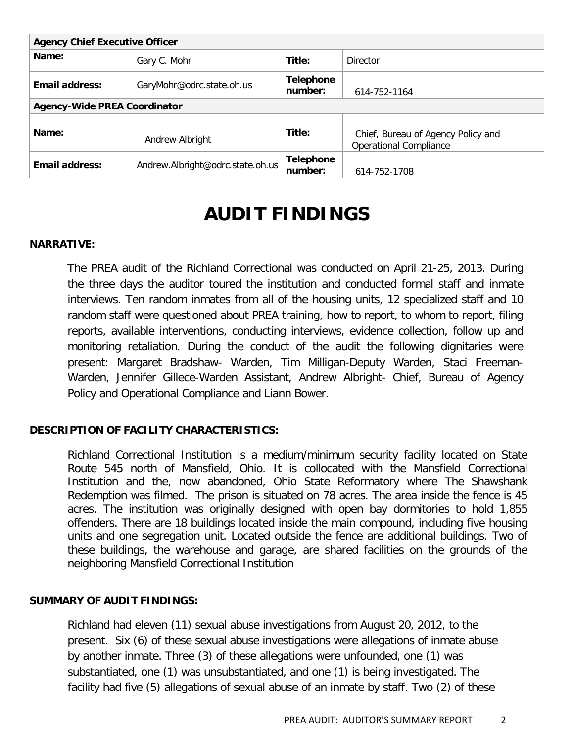| | | | |
|---|---|---|---|
| **Agency Chief Executive Officer** | | | |
| **Name:** | Gary C. Mohr | **Title:** | Director |
| **Email address:** | GaryMohr@odrc.state.oh.us | **Telephone number:** | 614-752-1164 |
| **Agency-Wide PREA Coordinator** | | | |
| **Name:** | Andrew Albright | **Title:** | Chief, Bureau of Agency Policy and Operational Compliance |
| **Email address:** | Andrew.Albright@odrc.state.oh.us | **Telephone number:** | 614-752-1708 |

# AUDIT FINDINGS

**NARRATIVE:**

The PREA audit of the Richland Correctional was conducted on April 21-25, 2013. During the three days the auditor toured the institution and conducted formal staff and inmate interviews. Ten random inmates from all of the housing units, 12 specialized staff and 10 random staff were questioned about PREA training, how to report, to whom to report, filing reports, available interventions, conducting interviews, evidence collection, follow up and monitoring retaliation. During the conduct of the audit the following dignitaries were present: Margaret Bradshaw- Warden, Tim Milligan-Deputy Warden, Staci Freeman-Warden, Jennifer Gillece-Warden Assistant, Andrew Albright- Chief, Bureau of Agency Policy and Operational Compliance and Liann Bower.

**DESCRIPTION OF FACILITY CHARACTERISTICS:**

Richland Correctional Institution is a medium/minimum security facility located on State Route 545 north of Mansfield, Ohio. It is collocated with the Mansfield Correctional Institution and the, now abandoned, Ohio State Reformatory where The Shawshank Redemption was filmed. The prison is situated on 78 acres. The area inside the fence is 45 acres. The institution was originally designed with open bay dormitories to hold 1,855 offenders. There are 18 buildings located inside the main compound, including five housing units and one segregation unit. Located outside the fence are additional buildings. Two of these buildings, the warehouse and garage, are shared facilities on the grounds of the neighboring Mansfield Correctional Institution

**SUMMARY OF AUDIT FINDINGS:**

Richland had eleven (11) sexual abuse investigations from August 20, 2012, to the present. Six (6) of these sexual abuse investigations were allegations of inmate abuse by another inmate. Three (3) of these allegations were unfounded, one (1) was substantiated, one (1) was unsubstantiated, and one (1) is being investigated. The facility had five (5) allegations of sexual abuse of an inmate by staff. Two (2) of these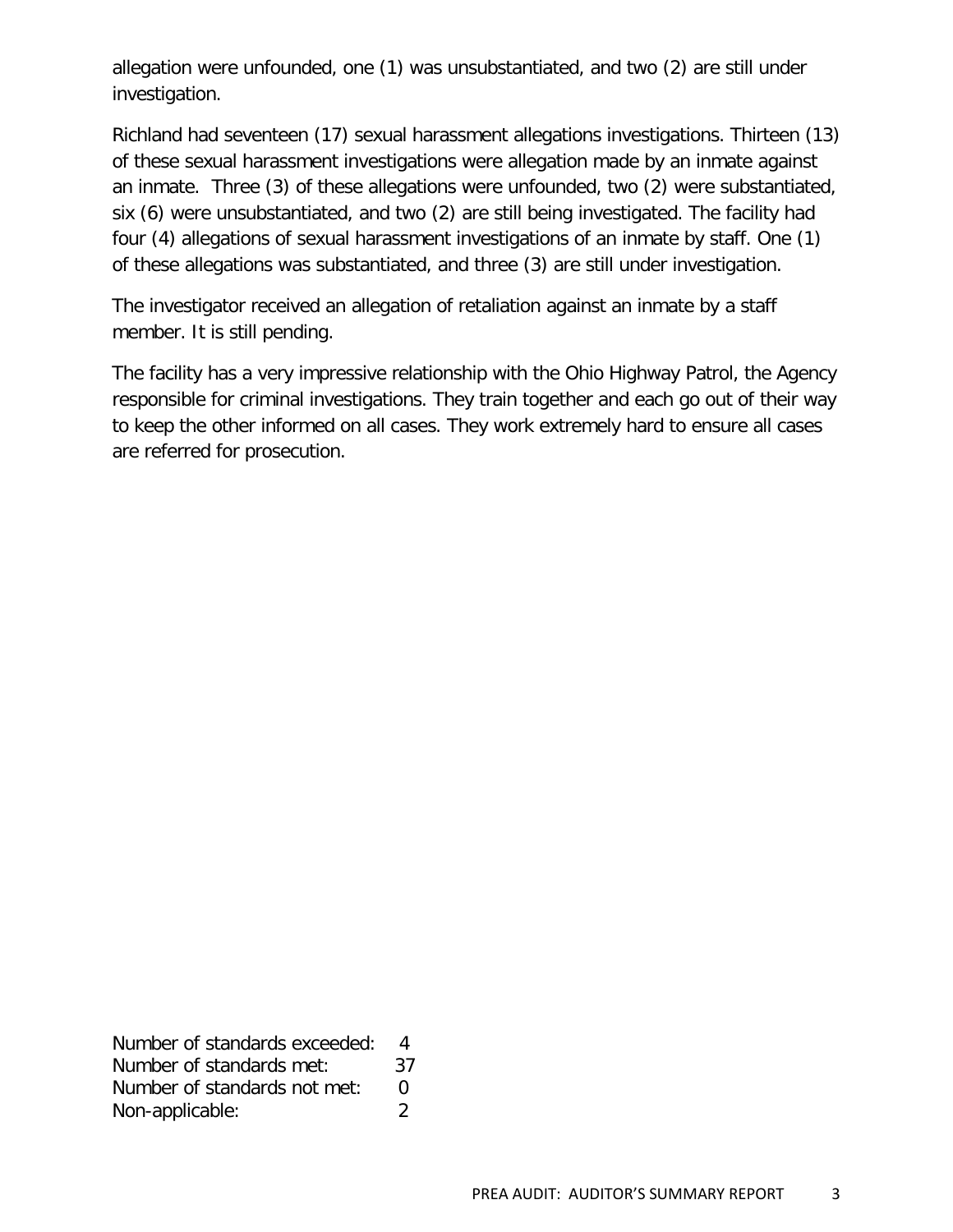allegation were unfounded, one (1) was unsubstantiated, and two (2) are still under investigation.

Richland had seventeen (17) sexual harassment allegations investigations. Thirteen (13) of these sexual harassment investigations were allegation made by an inmate against an inmate. Three (3) of these allegations were unfounded, two (2) were substantiated, six (6) were unsubstantiated, and two (2) are still being investigated. The facility had four (4) allegations of sexual harassment investigations of an inmate by staff. One (1) of these allegations was substantiated, and three (3) are still under investigation.

The investigator received an allegation of retaliation against an inmate by a staff member. It is still pending.

The facility has a very impressive relationship with the Ohio Highway Patrol, the Agency responsible for criminal investigations. They train together and each go out of their way to keep the other informed on all cases. They work extremely hard to ensure all cases are referred for prosecution.

| | |
|---|---|
| Number of standards exceeded: | 4 |
| Number of standards met: | 37 |
| Number of standards not met: | 0 |
| Non-applicable: | 2 |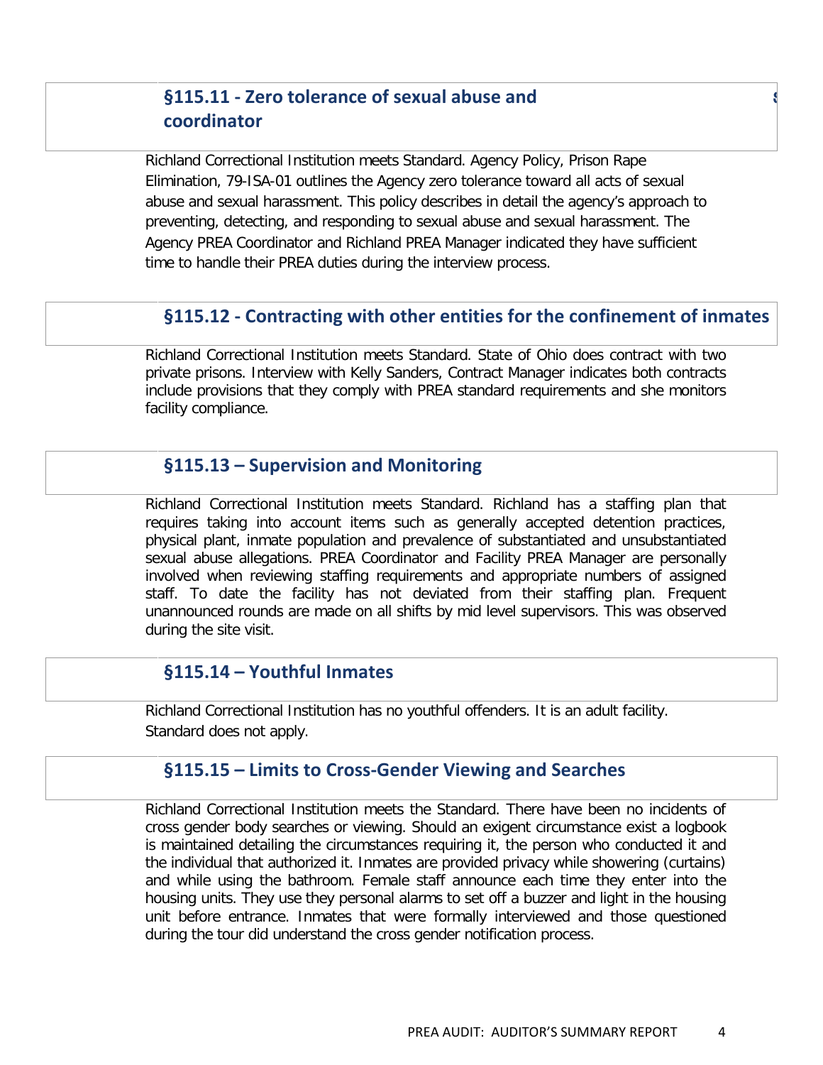## §115.11 - Zero tolerance of sexual abuse and coordinator

Richland Correctional Institution meets Standard. Agency Policy, Prison Rape Elimination, 79-ISA-01 outlines the Agency zero tolerance toward all acts of sexual abuse and sexual harassment. This policy describes in detail the agency's approach to preventing, detecting, and responding to sexual abuse and sexual harassment. The Agency PREA Coordinator and Richland PREA Manager indicated they have sufficient time to handle their PREA duties during the interview process.

## §115.12 - Contracting with other entities for the confinement of inmates

Richland Correctional Institution meets Standard. State of Ohio does contract with two private prisons. Interview with Kelly Sanders, Contract Manager indicates both contracts include provisions that they comply with PREA standard requirements and she monitors facility compliance.

## §115.13 – Supervision and Monitoring

Richland Correctional Institution meets Standard. Richland has a staffing plan that requires taking into account items such as generally accepted detention practices, physical plant, inmate population and prevalence of substantiated and unsubstantiated sexual abuse allegations. PREA Coordinator and Facility PREA Manager are personally involved when reviewing staffing requirements and appropriate numbers of assigned staff. To date the facility has not deviated from their staffing plan. Frequent unannounced rounds are made on all shifts by mid level supervisors. This was observed during the site visit.

## §115.14 – Youthful Inmates

Richland Correctional Institution has no youthful offenders. It is an adult facility. Standard does not apply.

## §115.15 – Limits to Cross-Gender Viewing and Searches

Richland Correctional Institution meets the Standard. There have been no incidents of cross gender body searches or viewing. Should an exigent circumstance exist a logbook is maintained detailing the circumstances requiring it, the person who conducted it and the individual that authorized it. Inmates are provided privacy while showering (curtains) and while using the bathroom. Female staff announce each time they enter into the housing units. They use they personal alarms to set off a buzzer and light in the housing unit before entrance. Inmates that were formally interviewed and those questioned during the tour did understand the cross gender notification process.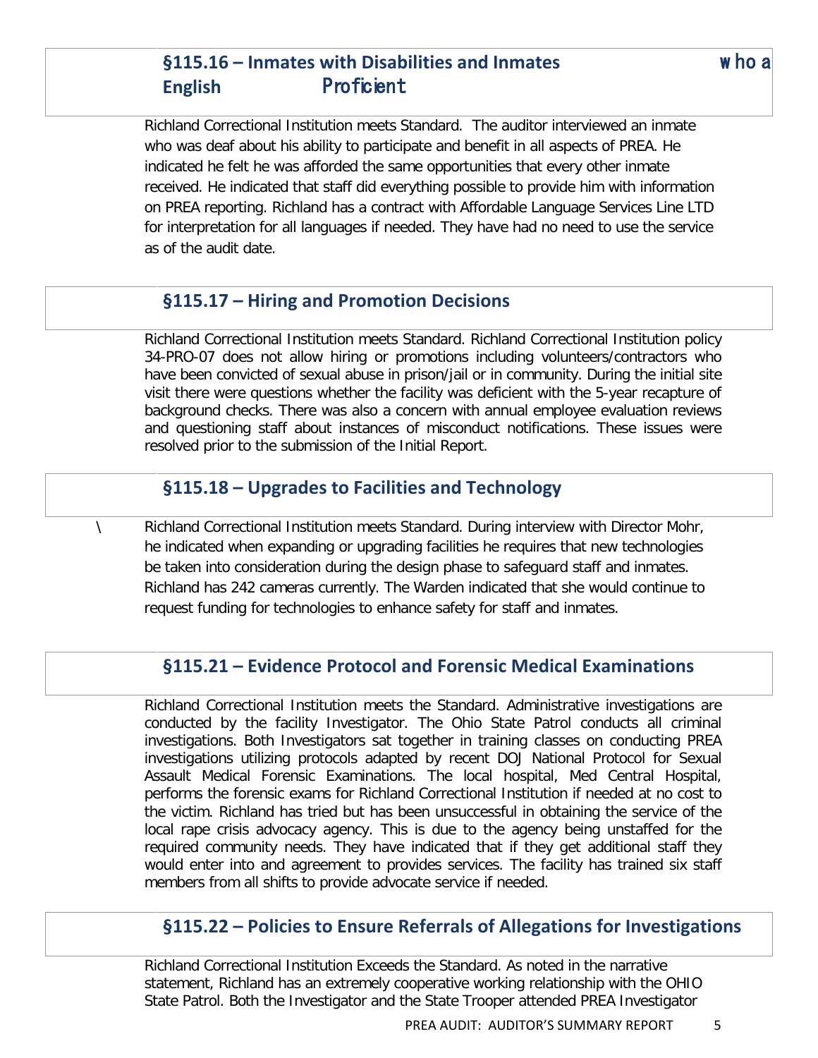## §115.16 – Inmates with Disabilities and Inmates who are Limited English Proficient

Richland Correctional Institution meets Standard. The auditor interviewed an inmate who was deaf about his ability to participate and benefit in all aspects of PREA. He indicated he felt he was afforded the same opportunities that every other inmate received. He indicated that staff did everything possible to provide him with information on PREA reporting. Richland has a contract with Affordable Language Services Line LTD for interpretation for all languages if needed. They have had no need to use the service as of the audit date.

## §115.17 – Hiring and Promotion Decisions

Richland Correctional Institution meets Standard. Richland Correctional Institution policy 34-PRO-07 does not allow hiring or promotions including volunteers/contractors who have been convicted of sexual abuse in prison/jail or in community. During the initial site visit there were questions whether the facility was deficient with the 5-year recapture of background checks. There was also a concern with annual employee evaluation reviews and questioning staff about instances of misconduct notifications. These issues were resolved prior to the submission of the Initial Report.

## §115.18 – Upgrades to Facilities and Technology

\ Richland Correctional Institution meets Standard. During interview with Director Mohr, he indicated when expanding or upgrading facilities he requires that new technologies be taken into consideration during the design phase to safeguard staff and inmates. Richland has 242 cameras currently. The Warden indicated that she would continue to request funding for technologies to enhance safety for staff and inmates.

## §115.21 – Evidence Protocol and Forensic Medical Examinations

Richland Correctional Institution meets the Standard. Administrative investigations are conducted by the facility Investigator. The Ohio State Patrol conducts all criminal investigations. Both Investigators sat together in training classes on conducting PREA investigations utilizing protocols adapted by recent DOJ National Protocol for Sexual Assault Medical Forensic Examinations. The local hospital, Med Central Hospital, performs the forensic exams for Richland Correctional Institution if needed at no cost to the victim. Richland has tried but has been unsuccessful in obtaining the service of the local rape crisis advocacy agency. This is due to the agency being unstaffed for the required community needs. They have indicated that if they get additional staff they would enter into and agreement to provides services. The facility has trained six staff members from all shifts to provide advocate service if needed.

## §115.22 – Policies to Ensure Referrals of Allegations for Investigations

Richland Correctional Institution Exceeds the Standard. As noted in the narrative statement, Richland has an extremely cooperative working relationship with the OHIO State Patrol. Both the Investigator and the State Trooper attended PREA Investigator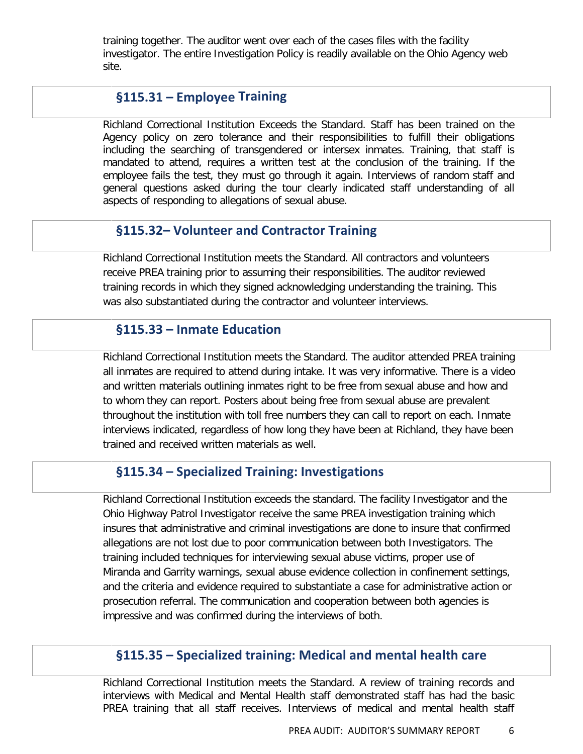training together. The auditor went over each of the cases files with the facility investigator. The entire Investigation Policy is readily available on the Ohio Agency web site.

## §115.31 – Employee Training

Richland Correctional Institution Exceeds the Standard. Staff has been trained on the Agency policy on zero tolerance and their responsibilities to fulfill their obligations including the searching of transgendered or intersex inmates. Training, that staff is mandated to attend, requires a written test at the conclusion of the training. If the employee fails the test, they must go through it again. Interviews of random staff and general questions asked during the tour clearly indicated staff understanding of all aspects of responding to allegations of sexual abuse.

## §115.32– Volunteer and Contractor Training

Richland Correctional Institution meets the Standard. All contractors and volunteers receive PREA training prior to assuming their responsibilities. The auditor reviewed training records in which they signed acknowledging understanding the training. This was also substantiated during the contractor and volunteer interviews.

## §115.33 – Inmate Education

Richland Correctional Institution meets the Standard. The auditor attended PREA training all inmates are required to attend during intake. It was very informative. There is a video and written materials outlining inmates right to be free from sexual abuse and how and to whom they can report. Posters about being free from sexual abuse are prevalent throughout the institution with toll free numbers they can call to report on each. Inmate interviews indicated, regardless of how long they have been at Richland, they have been trained and received written materials as well.

## §115.34 – Specialized Training: Investigations

Richland Correctional Institution exceeds the standard. The facility Investigator and the Ohio Highway Patrol Investigator receive the same PREA investigation training which insures that administrative and criminal investigations are done to insure that confirmed allegations are not lost due to poor communication between both Investigators. The training included techniques for interviewing sexual abuse victims, proper use of Miranda and Garrity warnings, sexual abuse evidence collection in confinement settings, and the criteria and evidence required to substantiate a case for administrative action or prosecution referral. The communication and cooperation between both agencies is impressive and was confirmed during the interviews of both.

## §115.35 – Specialized training: Medical and mental health care

Richland Correctional Institution meets the Standard. A review of training records and interviews with Medical and Mental Health staff demonstrated staff has had the basic PREA training that all staff receives. Interviews of medical and mental health staff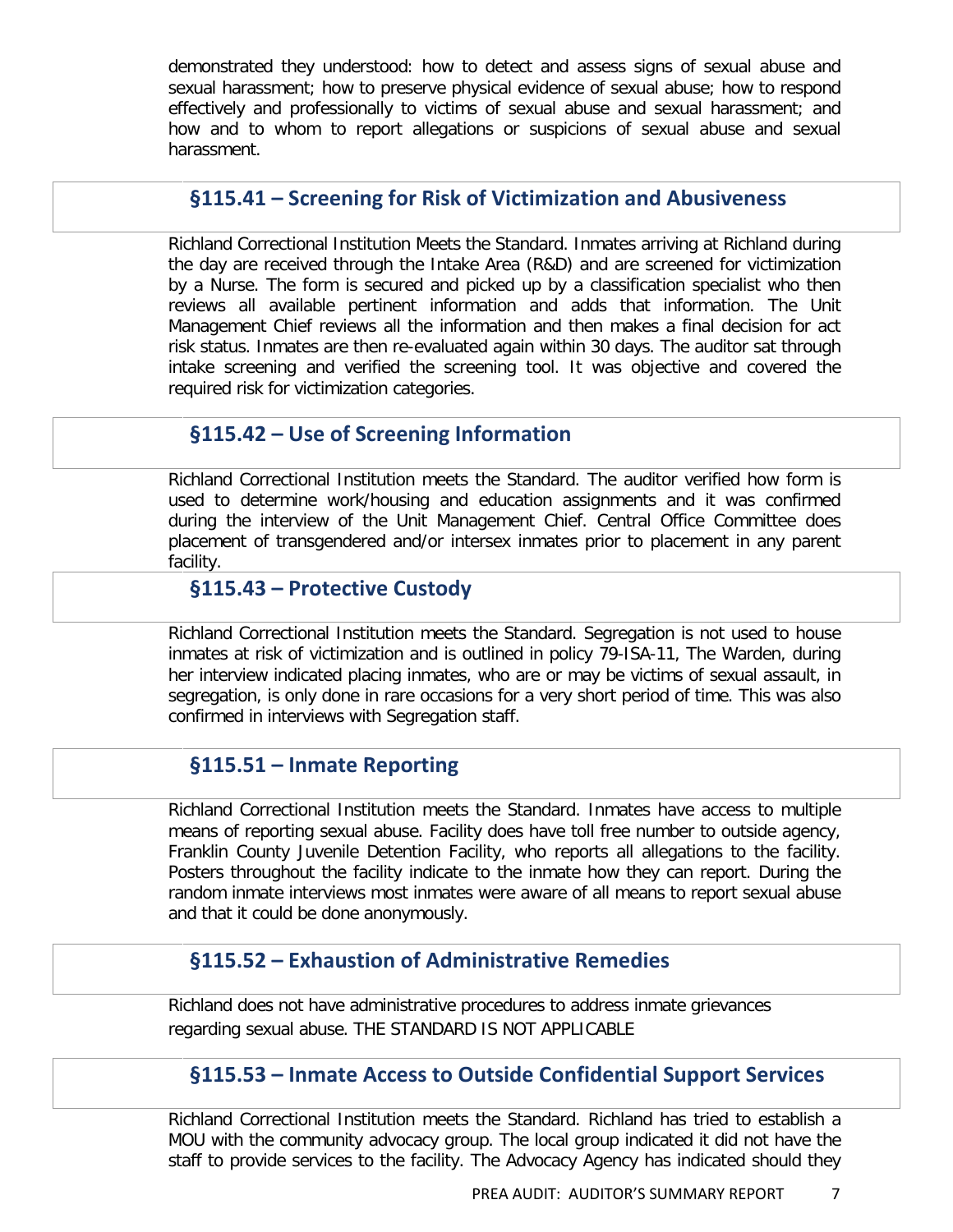demonstrated they understood: how to detect and assess signs of sexual abuse and sexual harassment; how to preserve physical evidence of sexual abuse; how to respond effectively and professionally to victims of sexual abuse and sexual harassment; and how and to whom to report allegations or suspicions of sexual abuse and sexual harassment.

## §115.41 – Screening for Risk of Victimization and Abusiveness

Richland Correctional Institution Meets the Standard. Inmates arriving at Richland during the day are received through the Intake Area (R&D) and are screened for victimization by a Nurse. The form is secured and picked up by a classification specialist who then reviews all available pertinent information and adds that information. The Unit Management Chief reviews all the information and then makes a final decision for act risk status. Inmates are then re-evaluated again within 30 days. The auditor sat through intake screening and verified the screening tool. It was objective and covered the required risk for victimization categories.

## §115.42 – Use of Screening Information

Richland Correctional Institution meets the Standard. The auditor verified how form is used to determine work/housing and education assignments and it was confirmed during the interview of the Unit Management Chief. Central Office Committee does placement of transgendered and/or intersex inmates prior to placement in any parent facility.

## §115.43 – Protective Custody

Richland Correctional Institution meets the Standard. Segregation is not used to house inmates at risk of victimization and is outlined in policy 79-ISA-11, The Warden, during her interview indicated placing inmates, who are or may be victims of sexual assault, in segregation, is only done in rare occasions for a very short period of time. This was also confirmed in interviews with Segregation staff.

## §115.51 – Inmate Reporting

Richland Correctional Institution meets the Standard. Inmates have access to multiple means of reporting sexual abuse. Facility does have toll free number to outside agency, Franklin County Juvenile Detention Facility, who reports all allegations to the facility. Posters throughout the facility indicate to the inmate how they can report. During the random inmate interviews most inmates were aware of all means to report sexual abuse and that it could be done anonymously.

## §115.52 – Exhaustion of Administrative Remedies

Richland does not have administrative procedures to address inmate grievances regarding sexual abuse. THE STANDARD IS NOT APPLICABLE

## §115.53 – Inmate Access to Outside Confidential Support Services

Richland Correctional Institution meets the Standard. Richland has tried to establish a MOU with the community advocacy group. The local group indicated it did not have the staff to provide services to the facility. The Advocacy Agency has indicated should they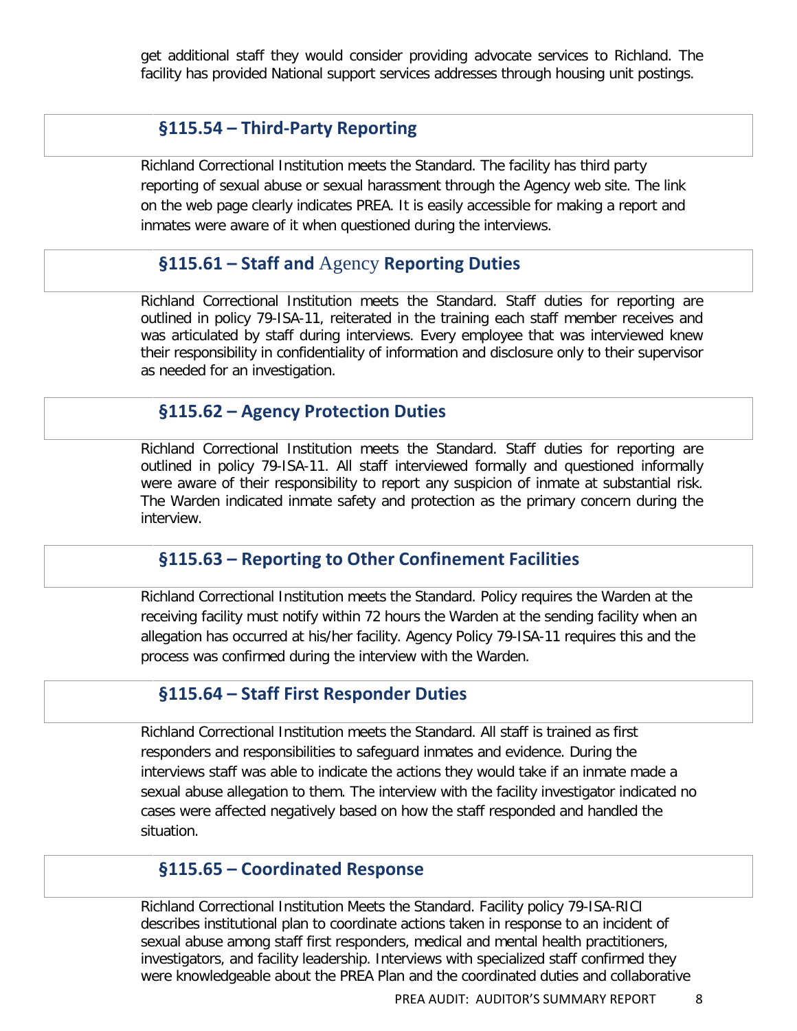get additional staff they would consider providing advocate services to Richland. The facility has provided National support services addresses through housing unit postings.

## §115.54 – Third-Party Reporting

Richland Correctional Institution meets the Standard. The facility has third party reporting of sexual abuse or sexual harassment through the Agency web site. The link on the web page clearly indicates PREA. It is easily accessible for making a report and inmates were aware of it when questioned during the interviews.

## §115.61 – Staff and Agency Reporting Duties

Richland Correctional Institution meets the Standard. Staff duties for reporting are outlined in policy 79-ISA-11, reiterated in the training each staff member receives and was articulated by staff during interviews. Every employee that was interviewed knew their responsibility in confidentiality of information and disclosure only to their supervisor as needed for an investigation.

## §115.62 – Agency Protection Duties

Richland Correctional Institution meets the Standard. Staff duties for reporting are outlined in policy 79-ISA-11. All staff interviewed formally and questioned informally were aware of their responsibility to report any suspicion of inmate at substantial risk. The Warden indicated inmate safety and protection as the primary concern during the interview.

## §115.63 – Reporting to Other Confinement Facilities

Richland Correctional Institution meets the Standard. Policy requires the Warden at the receiving facility must notify within 72 hours the Warden at the sending facility when an allegation has occurred at his/her facility. Agency Policy 79-ISA-11 requires this and the process was confirmed during the interview with the Warden.

## §115.64 – Staff First Responder Duties

Richland Correctional Institution meets the Standard. All staff is trained as first responders and responsibilities to safeguard inmates and evidence. During the interviews staff was able to indicate the actions they would take if an inmate made a sexual abuse allegation to them. The interview with the facility investigator indicated no cases were affected negatively based on how the staff responded and handled the situation.

## §115.65 – Coordinated Response

Richland Correctional Institution Meets the Standard. Facility policy 79-ISA-RICI describes institutional plan to coordinate actions taken in response to an incident of sexual abuse among staff first responders, medical and mental health practitioners, investigators, and facility leadership. Interviews with specialized staff confirmed they were knowledgeable about the PREA Plan and the coordinated duties and collaborative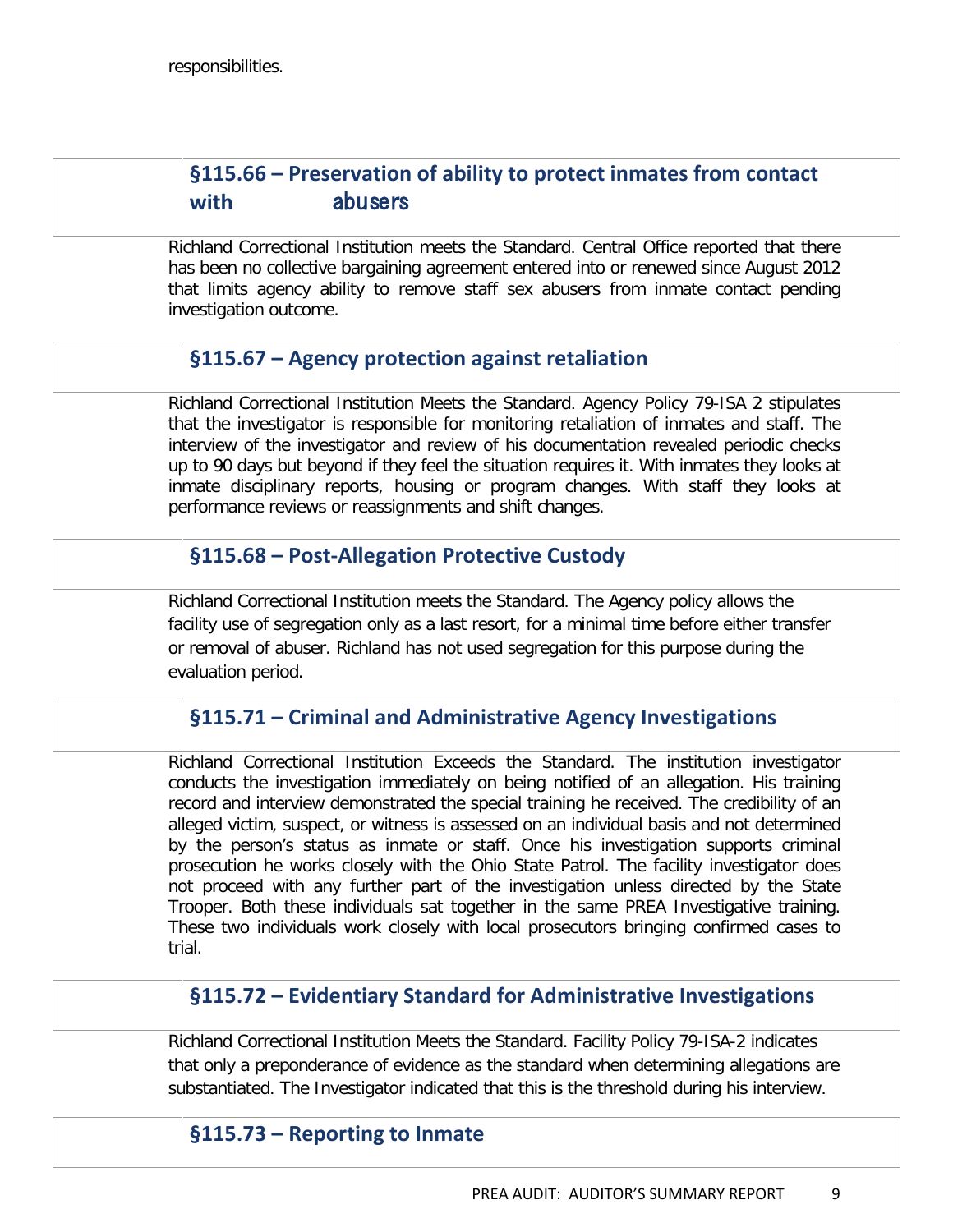responsibilities.

## §115.66 – Preservation of ability to protect inmates from contact with abusers

Richland Correctional Institution meets the Standard. Central Office reported that there has been no collective bargaining agreement entered into or renewed since August 2012 that limits agency ability to remove staff sex abusers from inmate contact pending investigation outcome.

## §115.67 – Agency protection against retaliation

Richland Correctional Institution Meets the Standard. Agency Policy 79-ISA 2 stipulates that the investigator is responsible for monitoring retaliation of inmates and staff. The interview of the investigator and review of his documentation revealed periodic checks up to 90 days but beyond if they feel the situation requires it. With inmates they looks at inmate disciplinary reports, housing or program changes. With staff they looks at performance reviews or reassignments and shift changes.

## §115.68 – Post-Allegation Protective Custody

Richland Correctional Institution meets the Standard. The Agency policy allows the facility use of segregation only as a last resort, for a minimal time before either transfer or removal of abuser. Richland has not used segregation for this purpose during the evaluation period.

## §115.71 – Criminal and Administrative Agency Investigations

Richland Correctional Institution Exceeds the Standard. The institution investigator conducts the investigation immediately on being notified of an allegation. His training record and interview demonstrated the special training he received. The credibility of an alleged victim, suspect, or witness is assessed on an individual basis and not determined by the person's status as inmate or staff. Once his investigation supports criminal prosecution he works closely with the Ohio State Patrol. The facility investigator does not proceed with any further part of the investigation unless directed by the State Trooper. Both these individuals sat together in the same PREA Investigative training. These two individuals work closely with local prosecutors bringing confirmed cases to trial.

## §115.72 – Evidentiary Standard for Administrative Investigations

Richland Correctional Institution Meets the Standard. Facility Policy 79-ISA-2 indicates that only a preponderance of evidence as the standard when determining allegations are substantiated. The Investigator indicated that this is the threshold during his interview.

## §115.73 – Reporting to Inmate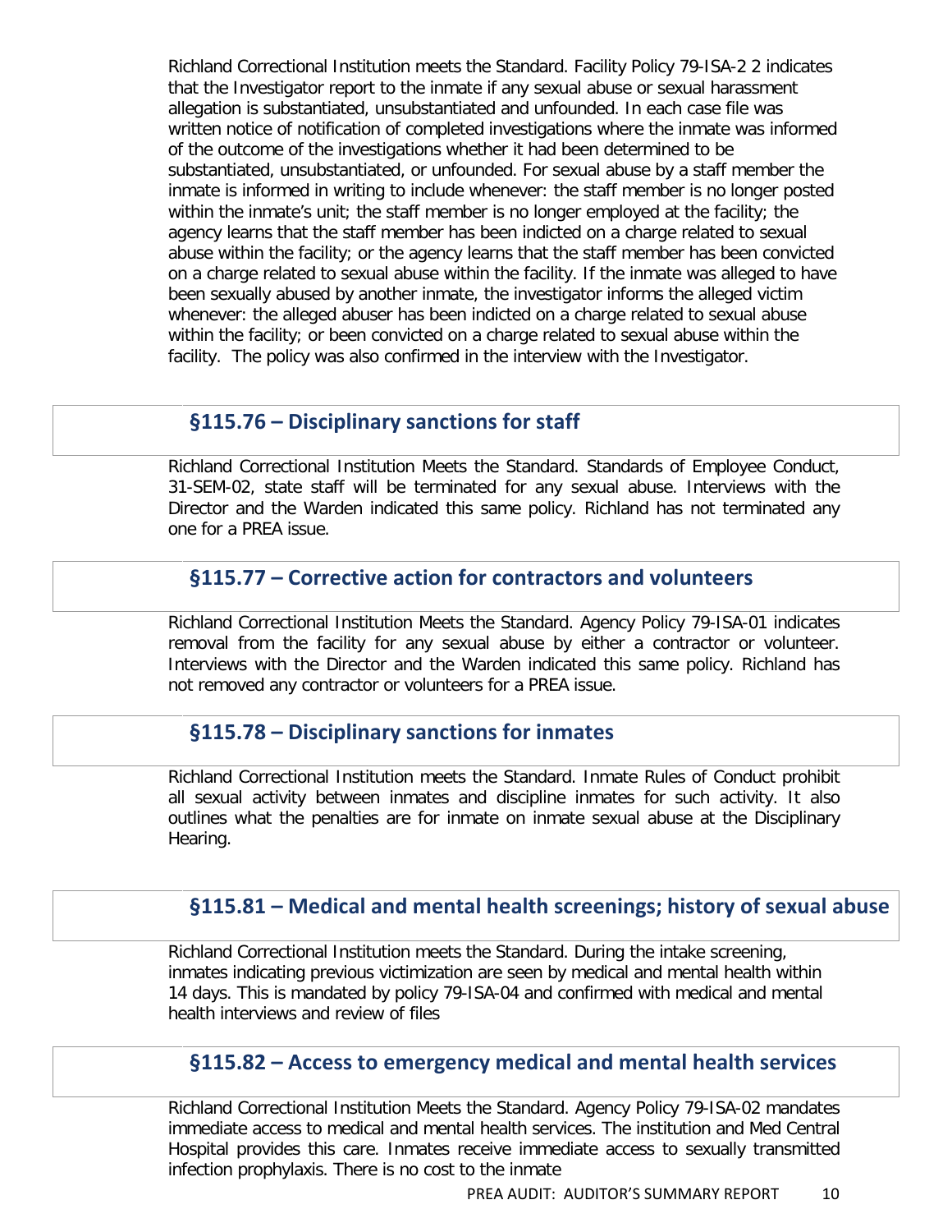Richland Correctional Institution meets the Standard. Facility Policy 79-ISA-2 2 indicates that the Investigator report to the inmate if any sexual abuse or sexual harassment allegation is substantiated, unsubstantiated and unfounded. In each case file was written notice of notification of completed investigations where the inmate was informed of the outcome of the investigations whether it had been determined to be substantiated, unsubstantiated, or unfounded. For sexual abuse by a staff member the inmate is informed in writing to include whenever: the staff member is no longer posted within the inmate's unit; the staff member is no longer employed at the facility; the agency learns that the staff member has been indicted on a charge related to sexual abuse within the facility; or the agency learns that the staff member has been convicted on a charge related to sexual abuse within the facility. If the inmate was alleged to have been sexually abused by another inmate, the investigator informs the alleged victim whenever: the alleged abuser has been indicted on a charge related to sexual abuse within the facility; or been convicted on a charge related to sexual abuse within the facility. The policy was also confirmed in the interview with the Investigator.

## §115.76 – Disciplinary sanctions for staff

Richland Correctional Institution Meets the Standard. Standards of Employee Conduct, 31-SEM-02, state staff will be terminated for any sexual abuse. Interviews with the Director and the Warden indicated this same policy. Richland has not terminated any one for a PREA issue.

## §115.77 – Corrective action for contractors and volunteers

Richland Correctional Institution Meets the Standard. Agency Policy 79-ISA-01 indicates removal from the facility for any sexual abuse by either a contractor or volunteer. Interviews with the Director and the Warden indicated this same policy. Richland has not removed any contractor or volunteers for a PREA issue.

## §115.78 – Disciplinary sanctions for inmates

Richland Correctional Institution meets the Standard. Inmate Rules of Conduct prohibit all sexual activity between inmates and discipline inmates for such activity. It also outlines what the penalties are for inmate on inmate sexual abuse at the Disciplinary Hearing.

## §115.81 – Medical and mental health screenings; history of sexual abuse

Richland Correctional Institution meets the Standard. During the intake screening, inmates indicating previous victimization are seen by medical and mental health within 14 days. This is mandated by policy 79-ISA-04 and confirmed with medical and mental health interviews and review of files

## §115.82 – Access to emergency medical and mental health services

Richland Correctional Institution Meets the Standard. Agency Policy 79-ISA-02 mandates immediate access to medical and mental health services. The institution and Med Central Hospital provides this care. Inmates receive immediate access to sexually transmitted infection prophylaxis. There is no cost to the inmate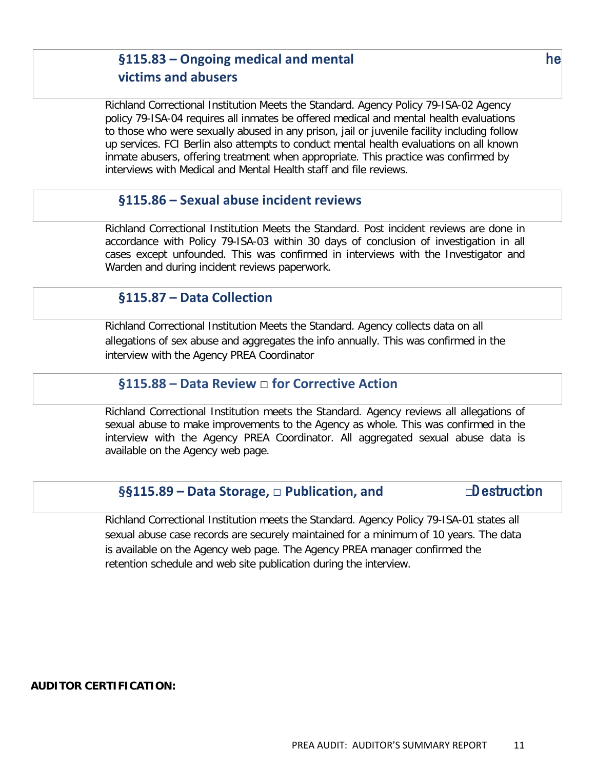### §115.83 – Ongoing medical and mental he victims and abusers

Richland Correctional Institution Meets the Standard. Agency Policy 79-ISA-02 Agency policy 79-ISA-04 requires all inmates be offered medical and mental health evaluations to those who were sexually abused in any prison, jail or juvenile facility including follow up services. FCI Berlin also attempts to conduct mental health evaluations on all known inmate abusers, offering treatment when appropriate. This practice was confirmed by interviews with Medical and Mental Health staff and file reviews.

### §115.86 – Sexual abuse incident reviews

Richland Correctional Institution Meets the Standard. Post incident reviews are done in accordance with Policy 79-ISA-03 within 30 days of conclusion of investigation in all cases except unfounded. This was confirmed in interviews with the Investigator and Warden and during incident reviews paperwork.

### §115.87 – Data Collection

Richland Correctional Institution Meets the Standard. Agency collects data on all allegations of sex abuse and aggregates the info annually. This was confirmed in the interview with the Agency PREA Coordinator

### §115.88 – Data Review □ for Corrective Action

Richland Correctional Institution meets the Standard. Agency reviews all allegations of sexual abuse to make improvements to the Agency as whole. This was confirmed in the interview with the Agency PREA Coordinator. All aggregated sexual abuse data is available on the Agency web page.

### §§115.89 – Data Storage, □ Publication, and □Destruction

Richland Correctional Institution meets the Standard. Agency Policy 79-ISA-01 states all sexual abuse case records are securely maintained for a minimum of 10 years. The data is available on the Agency web page. The Agency PREA manager confirmed the retention schedule and web site publication during the interview.

**AUDITOR CERTIFICATION:**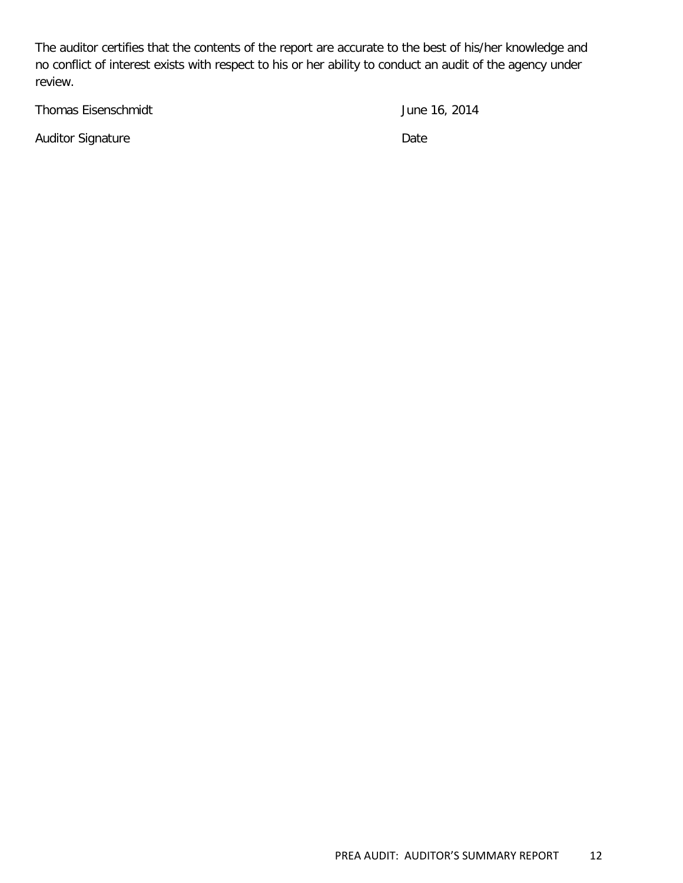The auditor certifies that the contents of the report are accurate to the best of his/her knowledge and no conflict of interest exists with respect to his or her ability to conduct an audit of the agency under review.

| | |
|---|---|
| Thomas Eisenschmidt | June 16, 2014 |
| Auditor Signature | Date |